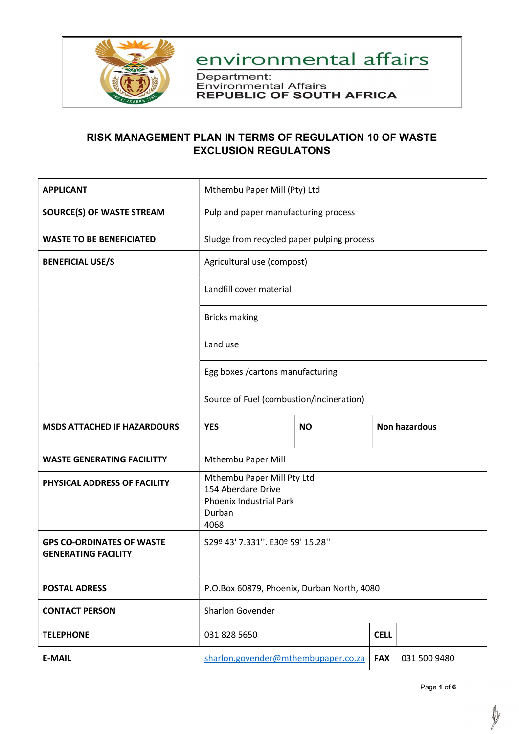environmental affairs

Department:
Environmental Affairs
REPUBLIC OF SOUTH AFRICA

## RISK MANAGEMENT PLAN IN TERMS OF REGULATION 10 OF WASTE EXCLUSION REGULATONS

| | | | | |
|---|---|---|---|---|
| **APPLICANT** | Mthembu Paper Mill (Pty) Ltd | | | |
| **SOURCE(S) OF WASTE STREAM** | Pulp and paper manufacturing process | | | |
| **WASTE TO BE BENEFICIATED** | Sludge from recycled paper pulping process | | | |
| **BENEFICIAL USE/S** | Agricultural use (compost) | | | |
| | Landfill cover material | | | |
| | Bricks making | | | |
| | Land use | | | |
| | Egg boxes /cartons manufacturing | | | |
| | Source of Fuel (combustion/incineration) | | | |
| **MSDS ATTACHED IF HAZARDOURS** | **YES** | **NO** | **Non hazardous** | |
| **WASTE GENERATING FACILITTY** | Mthembu Paper Mill | | | |
| **PHYSICAL ADDRESS OF FACILITY** | Mthembu Paper Mill Pty Ltd<br>154 Aberdare Drive<br>Phoenix Industrial Park<br>Durban<br>4068 | | | |
| **GPS CO-ORDINATES OF WASTE GENERATING FACILITY** | S29º 43' 7.331''. E30º 59' 15.28'' | | | |
| **POSTAL ADRESS** | P.O.Box 60879, Phoenix, Durban North, 4080 | | | |
| **CONTACT PERSON** | Sharlon Govender | | | |
| **TELEPHONE** | 031 828 5650 | | **CELL** | |
| **E-MAIL** | sharlon.govender@mthembupaper.co.za | | **FAX** | 031 500 9480 |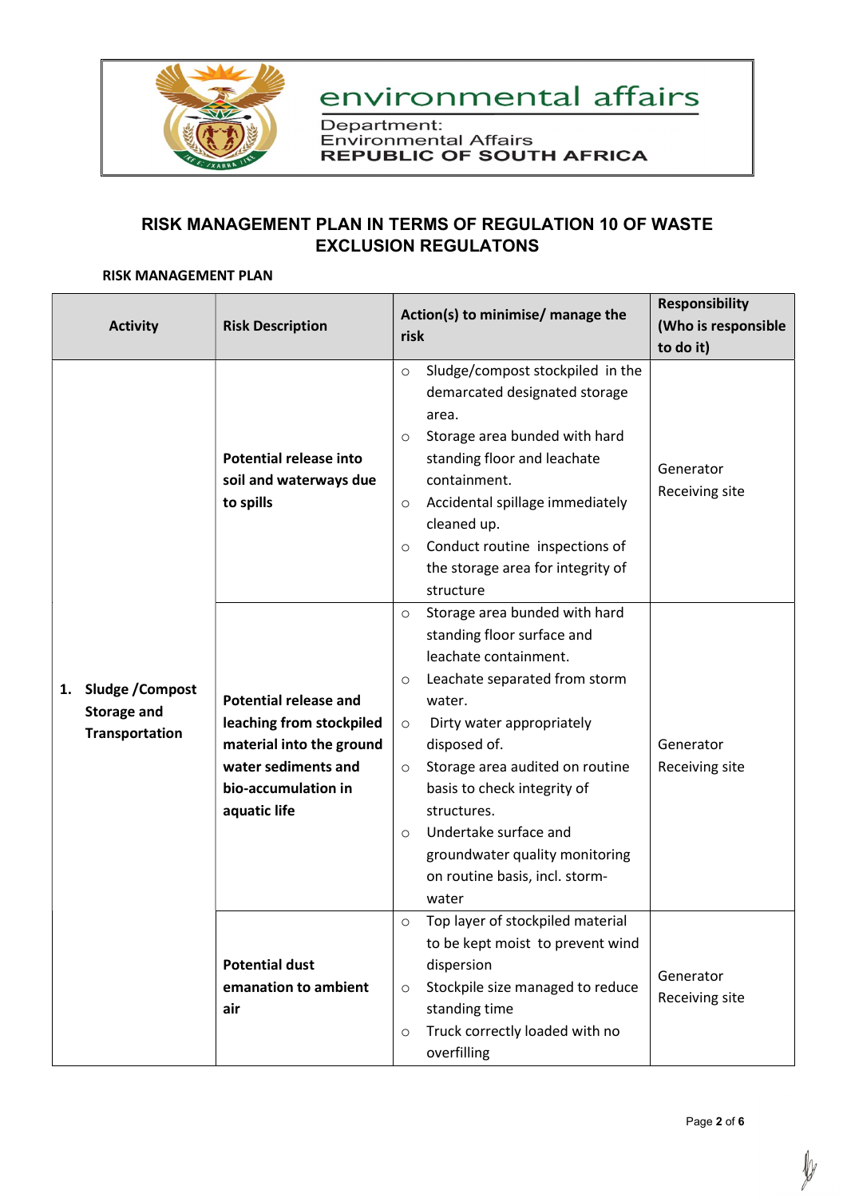environmental affairs

Department:
Environmental Affairs
**REPUBLIC OF SOUTH AFRICA**

## RISK MANAGEMENT PLAN IN TERMS OF REGULATION 10 OF WASTE EXCLUSION REGULATONS

**RISK MANAGEMENT PLAN**

| Activity | Risk Description | Action(s) to minimise/ manage the risk | Responsibility (Who is responsible to do it) |
|---|---|---|---|
| **1. Sludge /Compost Storage and Transportation** | **Potential release into soil and waterways due to spills** | ○ Sludge/compost stockpiled in the demarcated designated storage area.<br>○ Storage area bunded with hard standing floor and leachate containment.<br>○ Accidental spillage immediately cleaned up.<br>○ Conduct routine inspections of the storage area for integrity of structure | Generator<br>Receiving site |
| | **Potential release and leaching from stockpiled material into the ground water sediments and bio-accumulation in aquatic life** | ○ Storage area bunded with hard standing floor surface and leachate containment.<br>○ Leachate separated from storm water.<br>○ Dirty water appropriately disposed of.<br>○ Storage area audited on routine basis to check integrity of structures.<br>○ Undertake surface and groundwater quality monitoring on routine basis, incl. storm-water | Generator<br>Receiving site |
| | **Potential dust emanation to ambient air** | ○ Top layer of stockpiled material to be kept moist to prevent wind dispersion<br>○ Stockpile size managed to reduce standing time<br>○ Truck correctly loaded with no overfilling | Generator<br>Receiving site |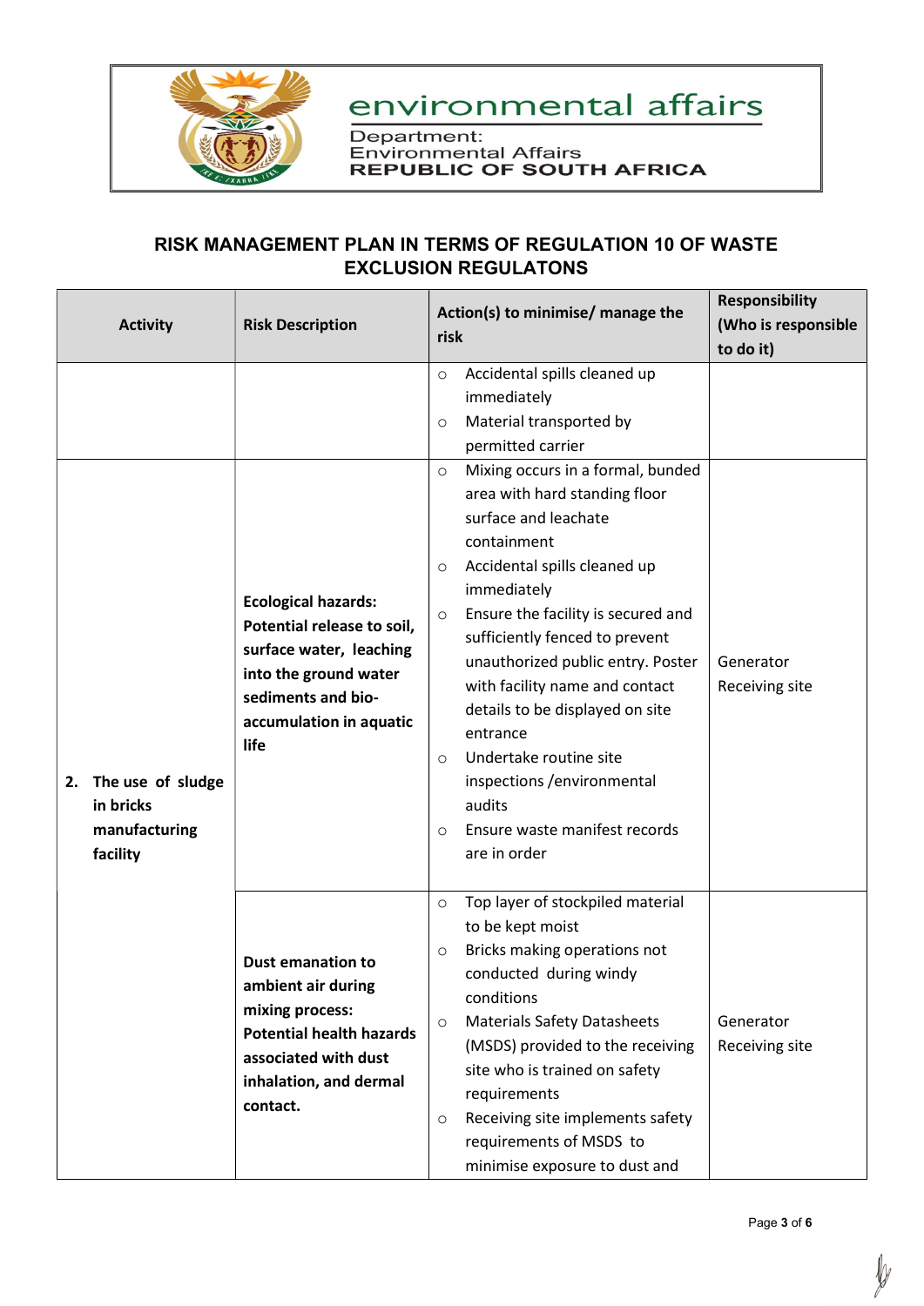environmental affairs

Department:
Environmental Affairs
**REPUBLIC OF SOUTH AFRICA**

## RISK MANAGEMENT PLAN IN TERMS OF REGULATION 10 OF WASTE EXCLUSION REGULATONS

| Activity | Risk Description | Action(s) to minimise/ manage the risk | Responsibility (Who is responsible to do it) |
|---|---|---|---|
| | | ○ Accidental spills cleaned up immediately<br>○ Material transported by permitted carrier | |
| **2. The use of sludge in bricks manufacturing facility** | **Ecological hazards: Potential release to soil, surface water, leaching into the ground water sediments and bio-accumulation in aquatic life** | ○ Mixing occurs in a formal, bunded area with hard standing floor surface and leachate containment<br>○ Accidental spills cleaned up immediately<br>○ Ensure the facility is secured and sufficiently fenced to prevent unauthorized public entry. Poster with facility name and contact details to be displayed on site entrance<br>○ Undertake routine site inspections /environmental audits<br>○ Ensure waste manifest records are in order | Generator<br>Receiving site |
| | **Dust emanation to ambient air during mixing process: Potential health hazards associated with dust inhalation, and dermal contact.** | ○ Top layer of stockpiled material to be kept moist<br>○ Bricks making operations not conducted during windy conditions<br>○ Materials Safety Datasheets (MSDS) provided to the receiving site who is trained on safety requirements<br>○ Receiving site implements safety requirements of MSDS to minimise exposure to dust and | Generator<br>Receiving site |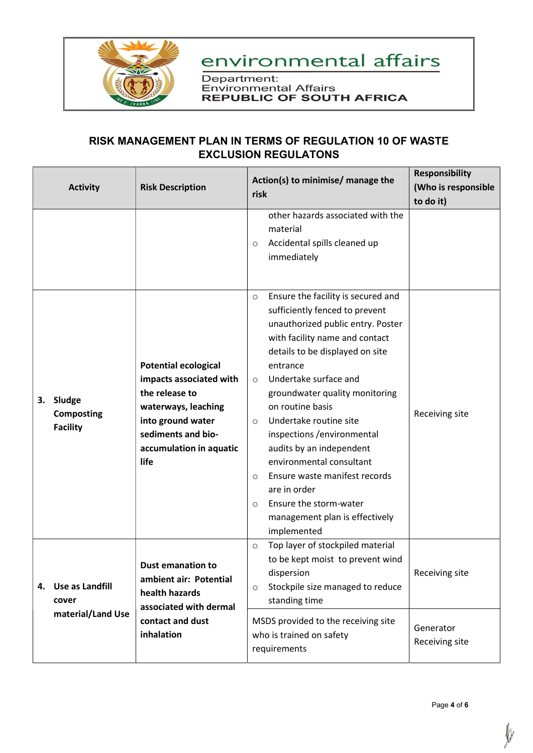environmental affairs

Department:
Environmental Affairs
REPUBLIC OF SOUTH AFRICA

## RISK MANAGEMENT PLAN IN TERMS OF REGULATION 10 OF WASTE EXCLUSION REGULATONS

| Activity | Risk Description | Action(s) to minimise/ manage the risk | Responsibility (Who is responsible to do it) |
|---|---|---|---|
| | | other hazards associated with the material<br>○ Accidental spills cleaned up immediately | |
| **3. Sludge Composting Facility** | **Potential ecological impacts associated with the release to waterways, leaching into ground water sediments and bio-accumulation in aquatic life** | ○ Ensure the facility is secured and sufficiently fenced to prevent unauthorized public entry. Poster with facility name and contact details to be displayed on site entrance<br>○ Undertake surface and groundwater quality monitoring on routine basis<br>○ Undertake routine site inspections /environmental audits by an independent environmental consultant<br>○ Ensure waste manifest records are in order<br>○ Ensure the storm-water management plan is effectively implemented | Receiving site |
| **4. Use as Landfill cover material/Land Use** | **Dust emanation to ambient air: Potential health hazards associated with dermal contact and dust inhalation** | ○ Top layer of stockpiled material to be kept moist to prevent wind dispersion<br>○ Stockpile size managed to reduce standing time | Receiving site |
| | | MSDS provided to the receiving site who is trained on safety requirements | Generator<br>Receiving site |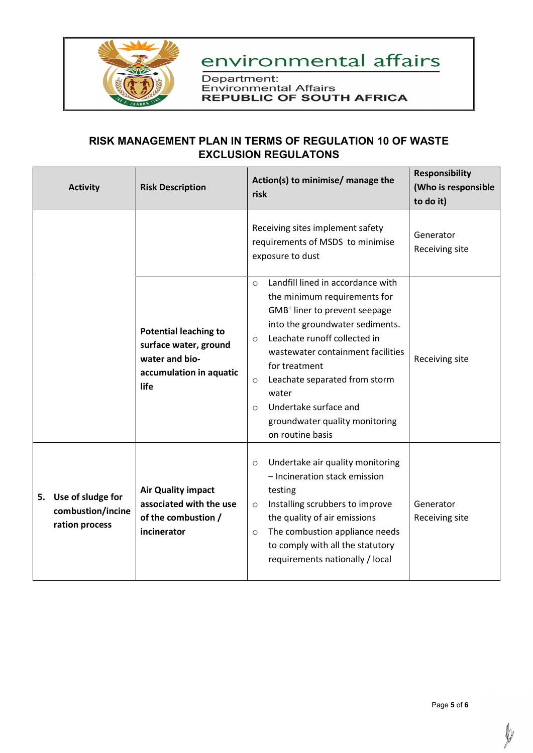environmental affairs

Department:
Environmental Affairs
REPUBLIC OF SOUTH AFRICA

## RISK MANAGEMENT PLAN IN TERMS OF REGULATION 10 OF WASTE EXCLUSION REGULATONS

| Activity | Risk Description | Action(s) to minimise/ manage the risk | Responsibility (Who is responsible to do it) |
|---|---|---|---|
| | | Receiving sites implement safety requirements of MSDS to minimise exposure to dust | Generator Receiving site |
| | **Potential leaching to surface water, ground water and bio-accumulation in aquatic life** | ○ Landfill lined in accordance with the minimum requirements for GMB⁺ liner to prevent seepage into the groundwater sediments.<br>○ Leachate runoff collected in wastewater containment facilities for treatment<br>○ Leachate separated from storm water<br>○ Undertake surface and groundwater quality monitoring on routine basis | Receiving site |
| **5. Use of sludge for combustion/incineration process** | **Air Quality impact associated with the use of the combustion / incinerator** | ○ Undertake air quality monitoring – Incineration stack emission testing<br>○ Installing scrubbers to improve the quality of air emissions<br>○ The combustion appliance needs to comply with all the statutory requirements nationally / local | Generator Receiving site |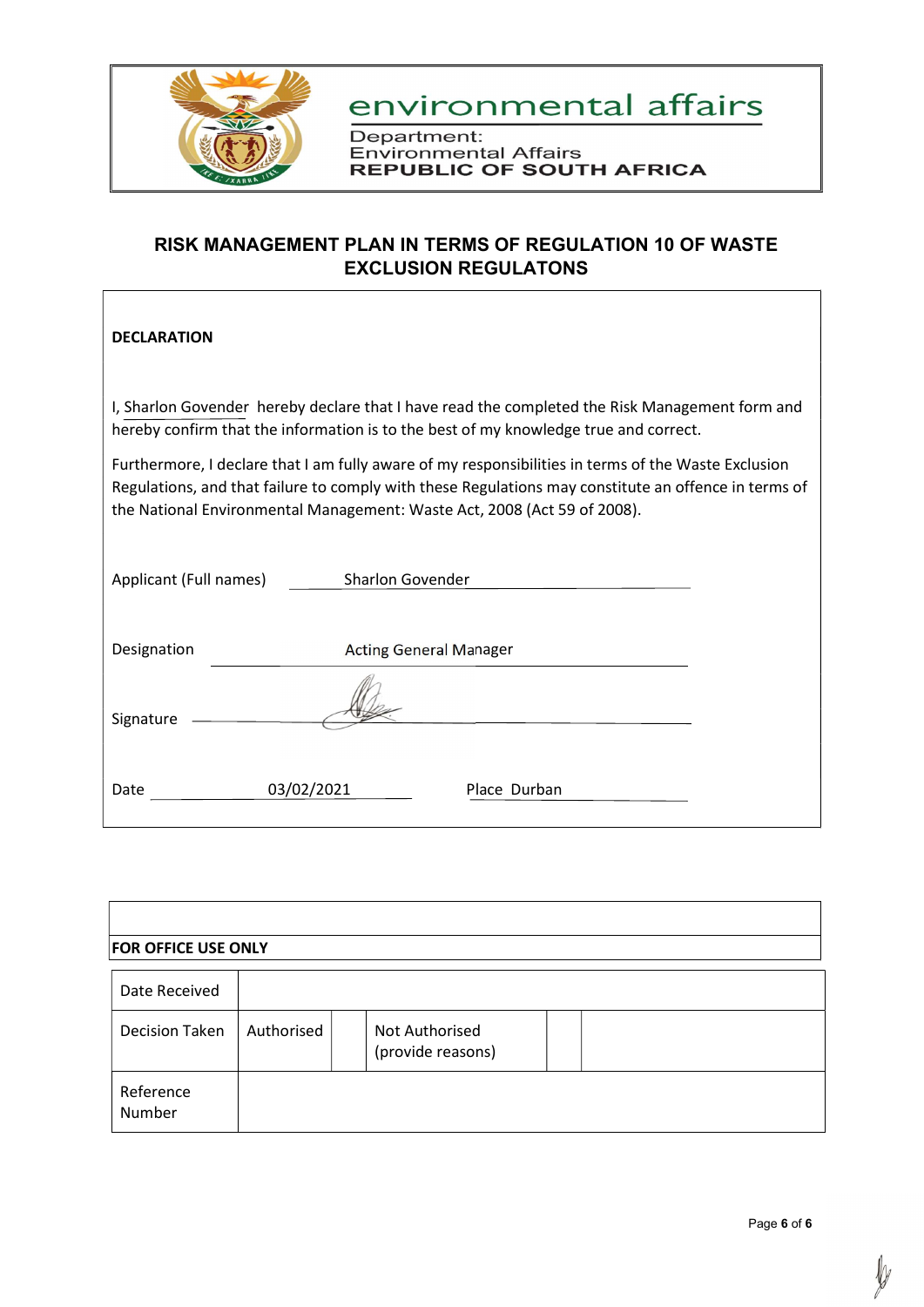environmental affairs

Department:
Environmental Affairs
REPUBLIC OF SOUTH AFRICA

## RISK MANAGEMENT PLAN IN TERMS OF REGULATION 10 OF WASTE EXCLUSION REGULATONS

**DECLARATION**

I, Sharlon Govender hereby declare that I have read the completed the Risk Management form and hereby confirm that the information is to the best of my knowledge true and correct.

Furthermore, I declare that I am fully aware of my responsibilities in terms of the Waste Exclusion Regulations, and that failure to comply with these Regulations may constitute an offence in terms of the National Environmental Management: Waste Act, 2008 (Act 59 of 2008).

Applicant (Full names) Sharlon Govender

Designation Acting General Manager

Signature

Date 03/02/2021 Place Durban

**FOR OFFICE USE ONLY**

| | | | | | |
|---|---|---|---|---|---|
| Date Received | | | | | |
| Decision Taken | Authorised | | Not Authorised (provide reasons) | | |
| Reference Number | | | | | |